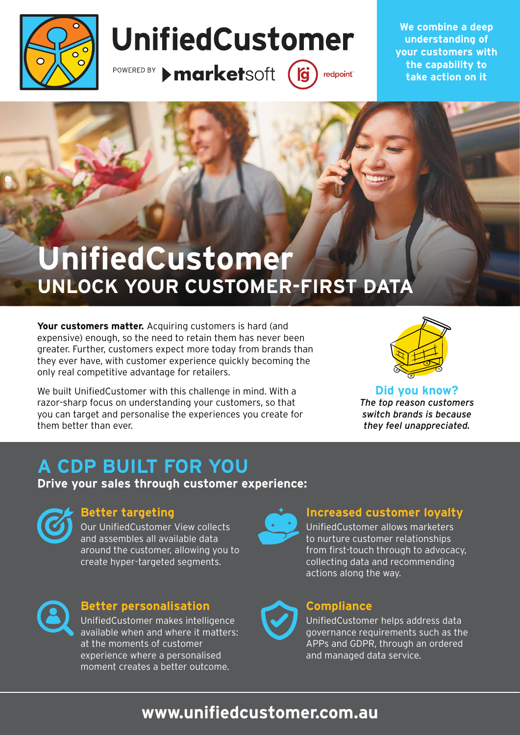# UnifiedCustomer

POWERED BY marketsoft redpoint

**We combine a deep understanding of your customers with the capability to take action on it**

# UnifiedCustomer

## UNLOCK YOUR CUSTOMER-FIRST DATA

**Your customers matter.** Acquiring customers is hard (and expensive) enough, so the need to retain them has never been greater. Further, customers expect more today from brands than they ever have, with customer experience quickly becoming the only real competitive advantage for retailers.

We built UnifiedCustomer with this challenge in mind. With a razor-sharp focus on understanding your customers, so that you can target and personalise the experiences you create for them better than ever.

**Did you know?**

*The top reason customers switch brands is because they feel unappreciated.*

## A CDP BUILT FOR YOU

**Drive your sales through customer experience:**

### Better targeting

Our UnifiedCustomer View collects and assembles all available data around the customer, allowing you to create hyper-targeted segments.

### Increased customer loyalty

UnifiedCustomer allows marketers to nurture customer relationships from first-touch through to advocacy, collecting data and recommending actions along the way.

### Better personalisation

UnifiedCustomer makes intelligence available when and where it matters: at the moments of customer experience where a personalised moment creates a better outcome.

### Compliance

UnifiedCustomer helps address data governance requirements such as the APPs and GDPR, through an ordered and managed data service.

**www.unifiedcustomer.com.au**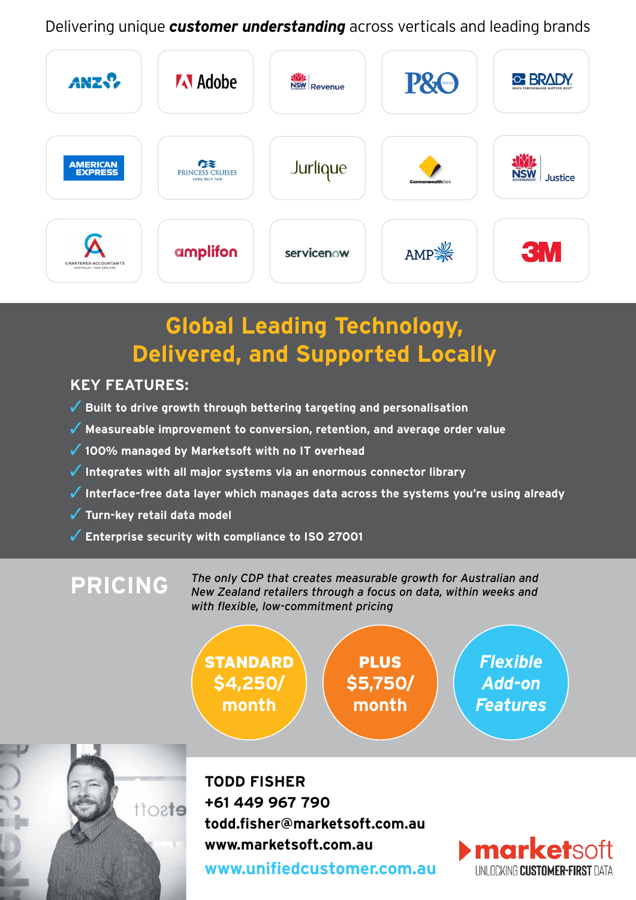Delivering unique ***customer understanding*** across verticals and leading brands

ANZ · Adobe · NSW Revenue · P&O · BRADY · American Express · Princess Cruises · Jurlique · CommonwealthBank · NSW Justice · Chartered Accountants Australia + New Zealand · amplifon · servicenow · AMP · 3M

# Global Leading Technology, Delivered, and Supported Locally

## KEY FEATURES:

- ✓ Built to drive growth through bettering targeting and personalisation
- ✓ Measureable improvement to conversion, retention, and average order value
- ✓ 100% managed by Marketsoft with no IT overhead
- ✓ Integrates with all major systems via an enormous connector library
- ✓ Interface-free data layer which manages data across the systems you're using already
- ✓ Turn-key retail data model
- ✓ Enterprise security with compliance to ISO 27001

## PRICING

*The only CDP that creates measurable growth for Australian and New Zealand retailers through a focus on data, within weeks and with flexible, low-commitment pricing*

**STANDARD $4,250/ month**

**PLUS $5,750/ month**

***Flexible Add-on Features***

**TODD FISHER**
**+61 449 967 790**
**todd.fisher@marketsoft.com.au**
**www.marketsoft.com.au**
**www.unifiedcustomer.com.au**

marketsoft
UNLOCKING CUSTOMER-FIRST DATA